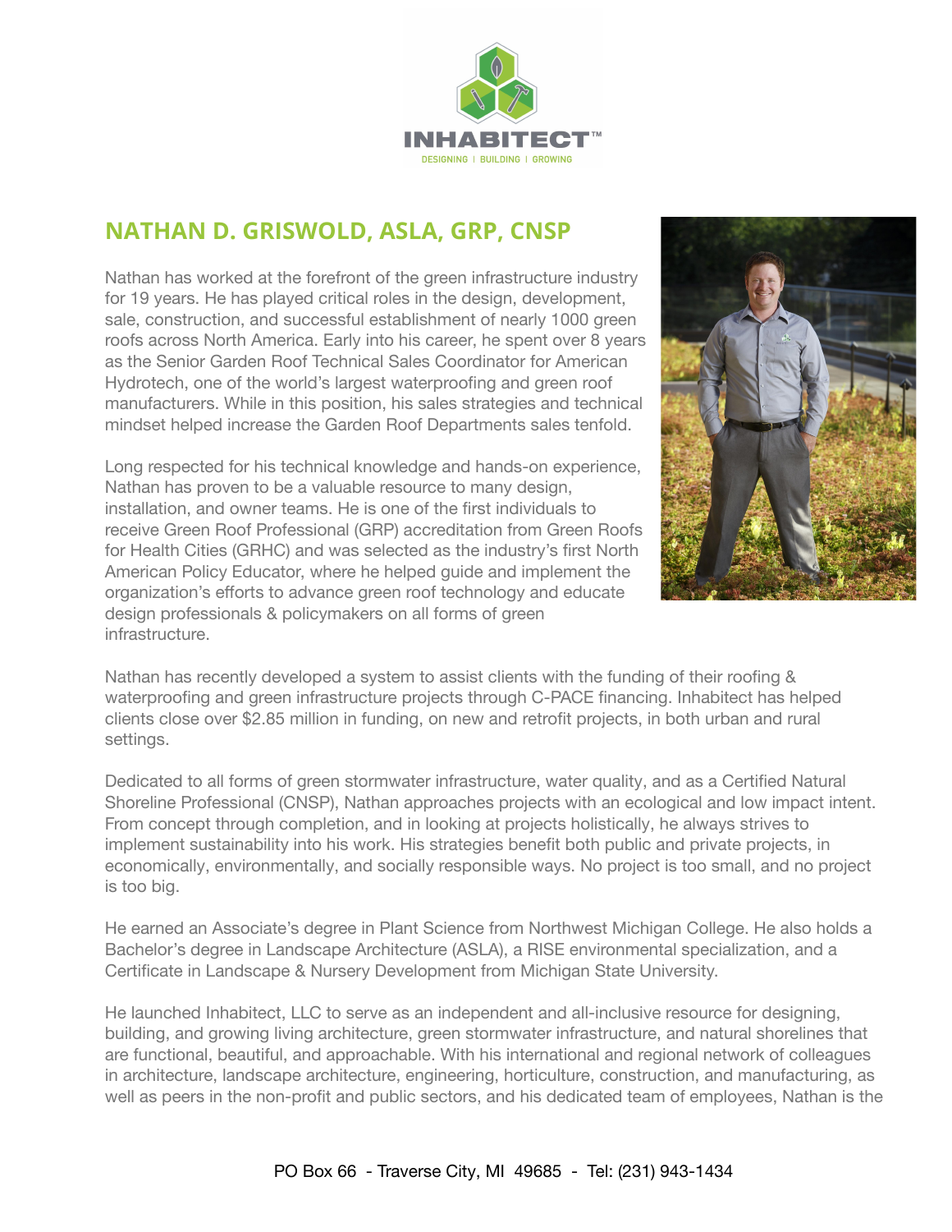INHABITECT™

DESIGNING | BUILDING | GROWING

## NATHAN D. GRISWOLD, ASLA, GRP, CNSP

Nathan has worked at the forefront of the green infrastructure industry for 19 years. He has played critical roles in the design, development, sale, construction, and successful establishment of nearly 1000 green roofs across North America. Early into his career, he spent over 8 years as the Senior Garden Roof Technical Sales Coordinator for American Hydrotech, one of the world's largest waterproofing and green roof manufacturers. While in this position, his sales strategies and technical mindset helped increase the Garden Roof Departments sales tenfold.

Long respected for his technical knowledge and hands-on experience, Nathan has proven to be a valuable resource to many design, installation, and owner teams. He is one of the first individuals to receive Green Roof Professional (GRP) accreditation from Green Roofs for Health Cities (GRHC) and was selected as the industry's first North American Policy Educator, where he helped guide and implement the organization's efforts to advance green roof technology and educate design professionals & policymakers on all forms of green infrastructure.

Nathan has recently developed a system to assist clients with the funding of their roofing & waterproofing and green infrastructure projects through C-PACE financing. Inhabitect has helped clients close over $2.85 million in funding, on new and retrofit projects, in both urban and rural settings.

Dedicated to all forms of green stormwater infrastructure, water quality, and as a Certified Natural Shoreline Professional (CNSP), Nathan approaches projects with an ecological and low impact intent. From concept through completion, and in looking at projects holistically, he always strives to implement sustainability into his work. His strategies benefit both public and private projects, in economically, environmentally, and socially responsible ways. No project is too small, and no project is too big.

He earned an Associate's degree in Plant Science from Northwest Michigan College. He also holds a Bachelor's degree in Landscape Architecture (ASLA), a RISE environmental specialization, and a Certificate in Landscape & Nursery Development from Michigan State University.

He launched Inhabitect, LLC to serve as an independent and all-inclusive resource for designing, building, and growing living architecture, green stormwater infrastructure, and natural shorelines that are functional, beautiful, and approachable. With his international and regional network of colleagues in architecture, landscape architecture, engineering, horticulture, construction, and manufacturing, as well as peers in the non-profit and public sectors, and his dedicated team of employees, Nathan is the

PO Box 66 - Traverse City, MI 49685 - Tel: (231) 943-1434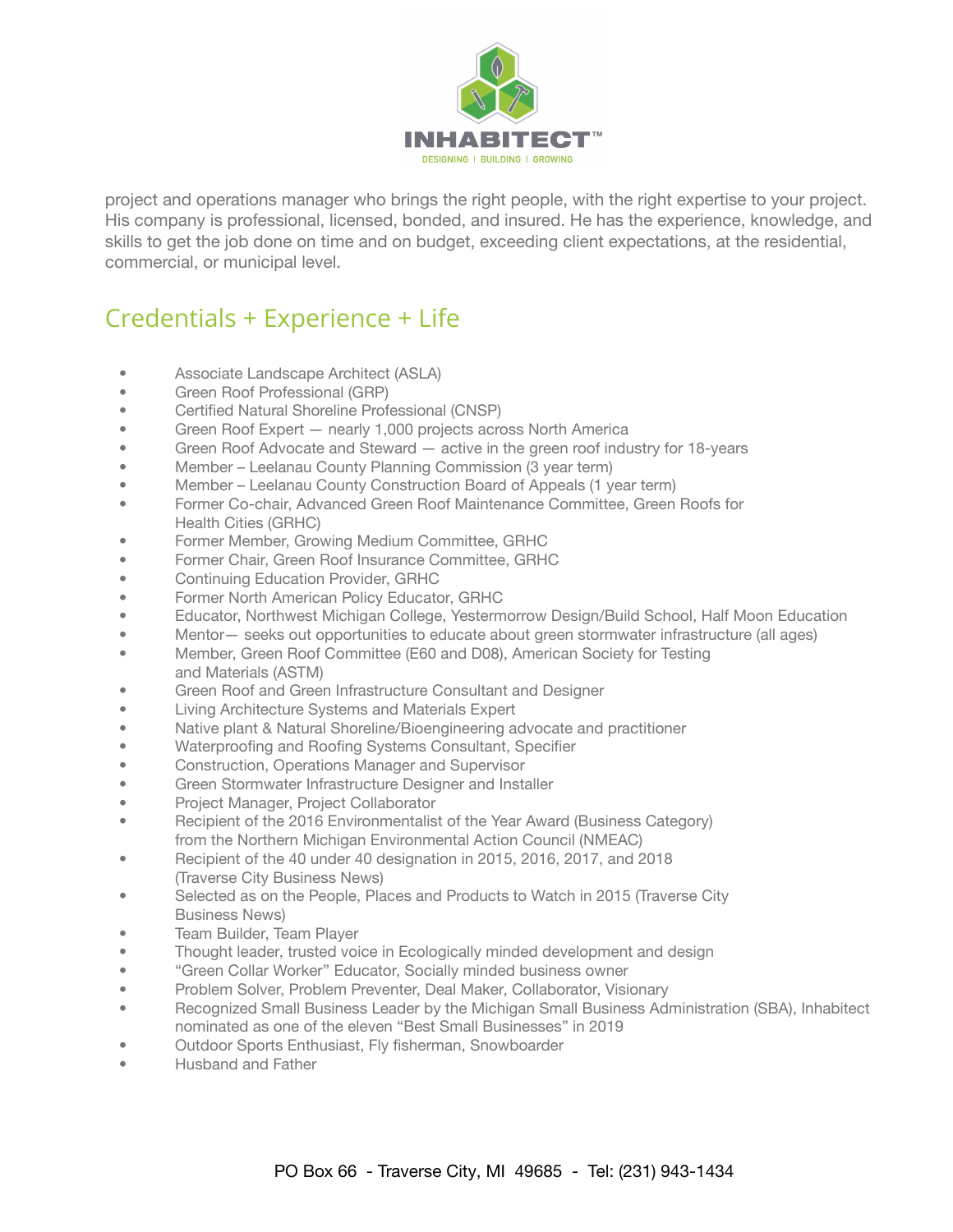project and operations manager who brings the right people, with the right expertise to your project. His company is professional, licensed, bonded, and insured. He has the experience, knowledge, and skills to get the job done on time and on budget, exceeding client expectations, at the residential, commercial, or municipal level.

## Credentials + Experience + Life

- Associate Landscape Architect (ASLA)
- Green Roof Professional (GRP)
- Certified Natural Shoreline Professional (CNSP)
- Green Roof Expert — nearly 1,000 projects across North America
- Green Roof Advocate and Steward — active in the green roof industry for 18-years
- Member – Leelanau County Planning Commission (3 year term)
- Member – Leelanau County Construction Board of Appeals (1 year term)
- Former Co-chair, Advanced Green Roof Maintenance Committee, Green Roofs for Health Cities (GRHC)
- Former Member, Growing Medium Committee, GRHC
- Former Chair, Green Roof Insurance Committee, GRHC
- Continuing Education Provider, GRHC
- Former North American Policy Educator, GRHC
- Educator, Northwest Michigan College, Yestermorrow Design/Build School, Half Moon Education
- Mentor— seeks out opportunities to educate about green stormwater infrastructure (all ages)
- Member, Green Roof Committee (E60 and D08), American Society for Testing and Materials (ASTM)
- Green Roof and Green Infrastructure Consultant and Designer
- Living Architecture Systems and Materials Expert
- Native plant & Natural Shoreline/Bioengineering advocate and practitioner
- Waterproofing and Roofing Systems Consultant, Specifier
- Construction, Operations Manager and Supervisor
- Green Stormwater Infrastructure Designer and Installer
- Project Manager, Project Collaborator
- Recipient of the 2016 Environmentalist of the Year Award (Business Category) from the Northern Michigan Environmental Action Council (NMEAC)
- Recipient of the 40 under 40 designation in 2015, 2016, 2017, and 2018 (Traverse City Business News)
- Selected as on the People, Places and Products to Watch in 2015 (Traverse City Business News)
- Team Builder, Team Player
- Thought leader, trusted voice in Ecologically minded development and design
- "Green Collar Worker" Educator, Socially minded business owner
- Problem Solver, Problem Preventer, Deal Maker, Collaborator, Visionary
- Recognized Small Business Leader by the Michigan Small Business Administration (SBA), Inhabitect nominated as one of the eleven "Best Small Businesses" in 2019
- Outdoor Sports Enthusiast, Fly fisherman, Snowboarder
- Husband and Father